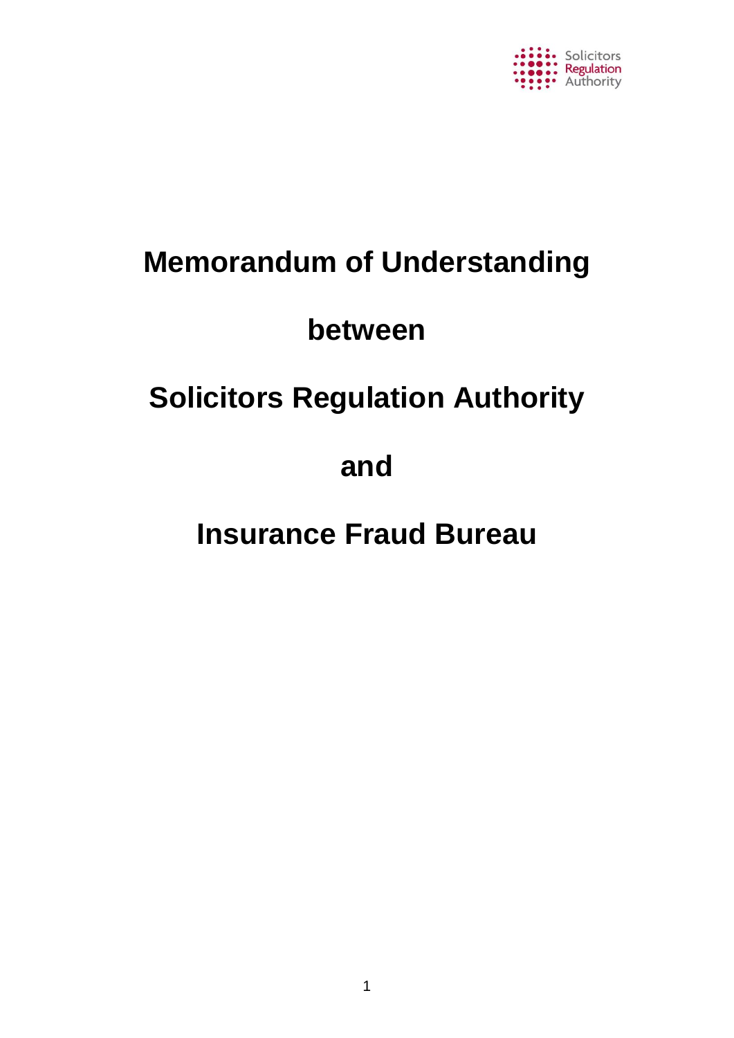# Memorandum of Understanding

# between

# Solicitors Regulation Authority

# and

# Insurance Fraud Bureau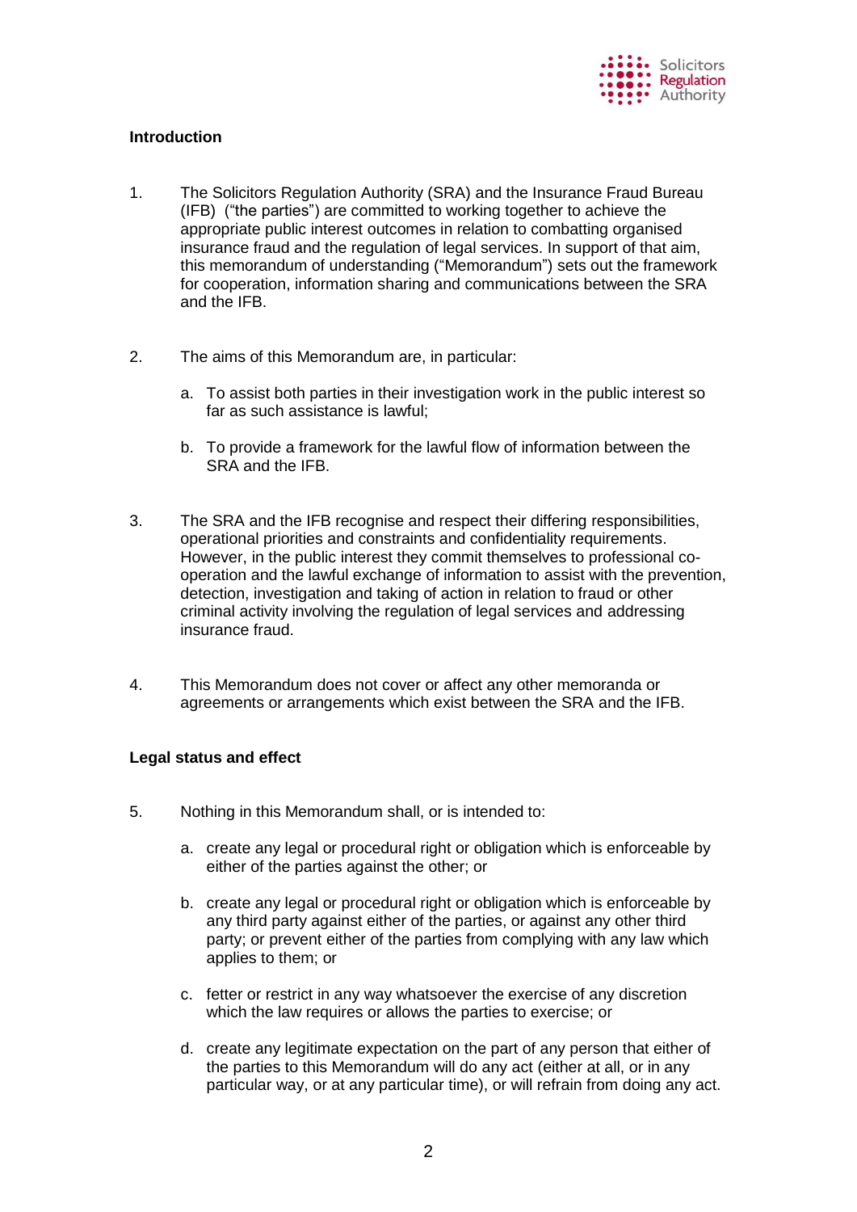## Introduction

1. The Solicitors Regulation Authority (SRA) and the Insurance Fraud Bureau (IFB) ("the parties") are committed to working together to achieve the appropriate public interest outcomes in relation to combatting organised insurance fraud and the regulation of legal services. In support of that aim, this memorandum of understanding ("Memorandum") sets out the framework for cooperation, information sharing and communications between the SRA and the IFB.

2. The aims of this Memorandum are, in particular:

   a. To assist both parties in their investigation work in the public interest so far as such assistance is lawful;

   b. To provide a framework for the lawful flow of information between the SRA and the IFB.

3. The SRA and the IFB recognise and respect their differing responsibilities, operational priorities and constraints and confidentiality requirements. However, in the public interest they commit themselves to professional co-operation and the lawful exchange of information to assist with the prevention, detection, investigation and taking of action in relation to fraud or other criminal activity involving the regulation of legal services and addressing insurance fraud.

4. This Memorandum does not cover or affect any other memoranda or agreements or arrangements which exist between the SRA and the IFB.

## Legal status and effect

5. Nothing in this Memorandum shall, or is intended to:

   a. create any legal or procedural right or obligation which is enforceable by either of the parties against the other; or

   b. create any legal or procedural right or obligation which is enforceable by any third party against either of the parties, or against any other third party; or prevent either of the parties from complying with any law which applies to them; or

   c. fetter or restrict in any way whatsoever the exercise of any discretion which the law requires or allows the parties to exercise; or

   d. create any legitimate expectation on the part of any person that either of the parties to this Memorandum will do any act (either at all, or in any particular way, or at any particular time), or will refrain from doing any act.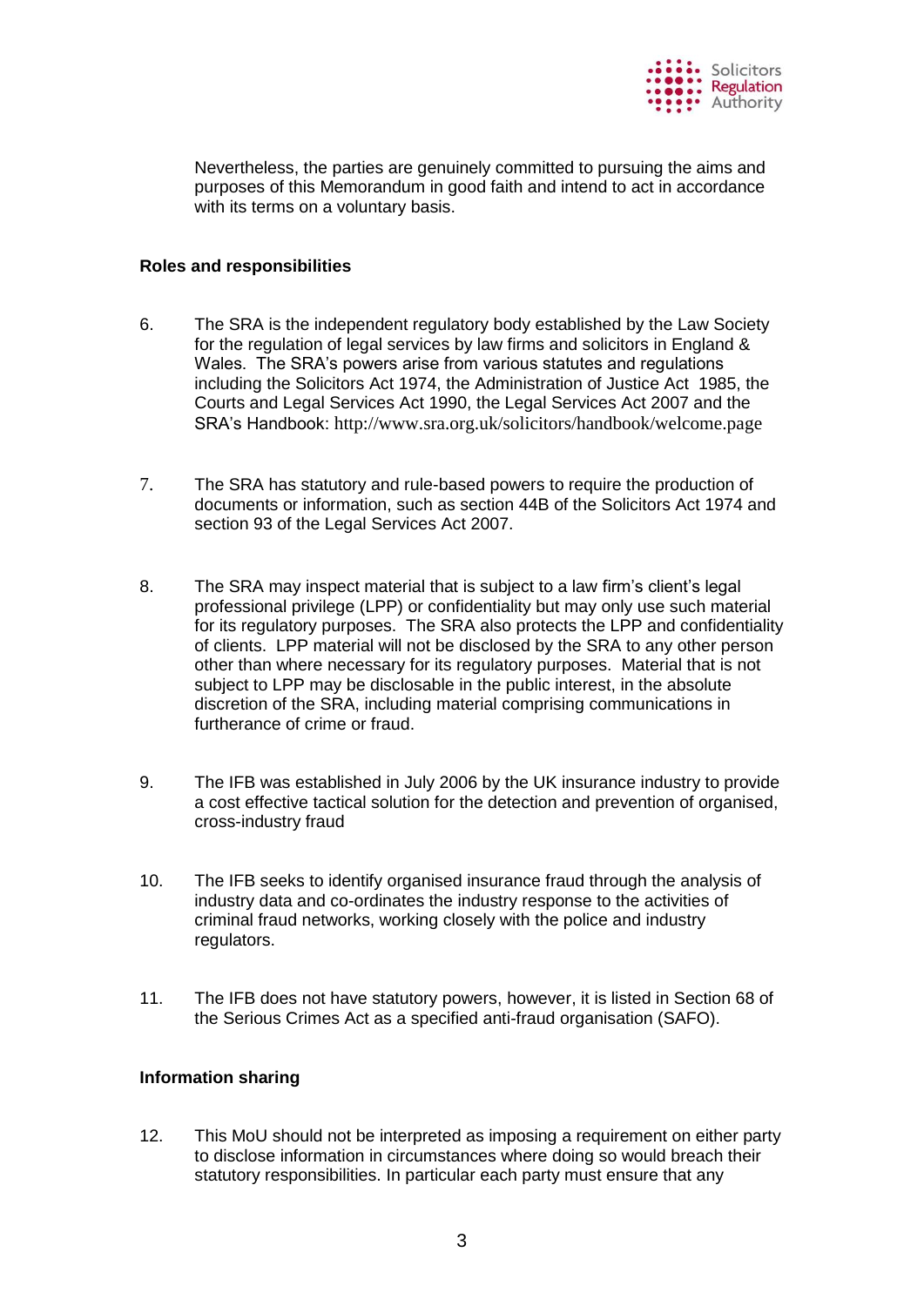Nevertheless, the parties are genuinely committed to pursuing the aims and purposes of this Memorandum in good faith and intend to act in accordance with its terms on a voluntary basis.

**Roles and responsibilities**

6. The SRA is the independent regulatory body established by the Law Society for the regulation of legal services by law firms and solicitors in England & Wales. The SRA's powers arise from various statutes and regulations including the Solicitors Act 1974, the Administration of Justice Act 1985, the Courts and Legal Services Act 1990, the Legal Services Act 2007 and the SRA's Handbook: http://www.sra.org.uk/solicitors/handbook/welcome.page

7. The SRA has statutory and rule-based powers to require the production of documents or information, such as section 44B of the Solicitors Act 1974 and section 93 of the Legal Services Act 2007.

8. The SRA may inspect material that is subject to a law firm's client's legal professional privilege (LPP) or confidentiality but may only use such material for its regulatory purposes. The SRA also protects the LPP and confidentiality of clients. LPP material will not be disclosed by the SRA to any other person other than where necessary for its regulatory purposes. Material that is not subject to LPP may be disclosable in the public interest, in the absolute discretion of the SRA, including material comprising communications in furtherance of crime or fraud.

9. The IFB was established in July 2006 by the UK insurance industry to provide a cost effective tactical solution for the detection and prevention of organised, cross-industry fraud

10. The IFB seeks to identify organised insurance fraud through the analysis of industry data and co-ordinates the industry response to the activities of criminal fraud networks, working closely with the police and industry regulators.

11. The IFB does not have statutory powers, however, it is listed in Section 68 of the Serious Crimes Act as a specified anti-fraud organisation (SAFO).

**Information sharing**

12. This MoU should not be interpreted as imposing a requirement on either party to disclose information in circumstances where doing so would breach their statutory responsibilities. In particular each party must ensure that any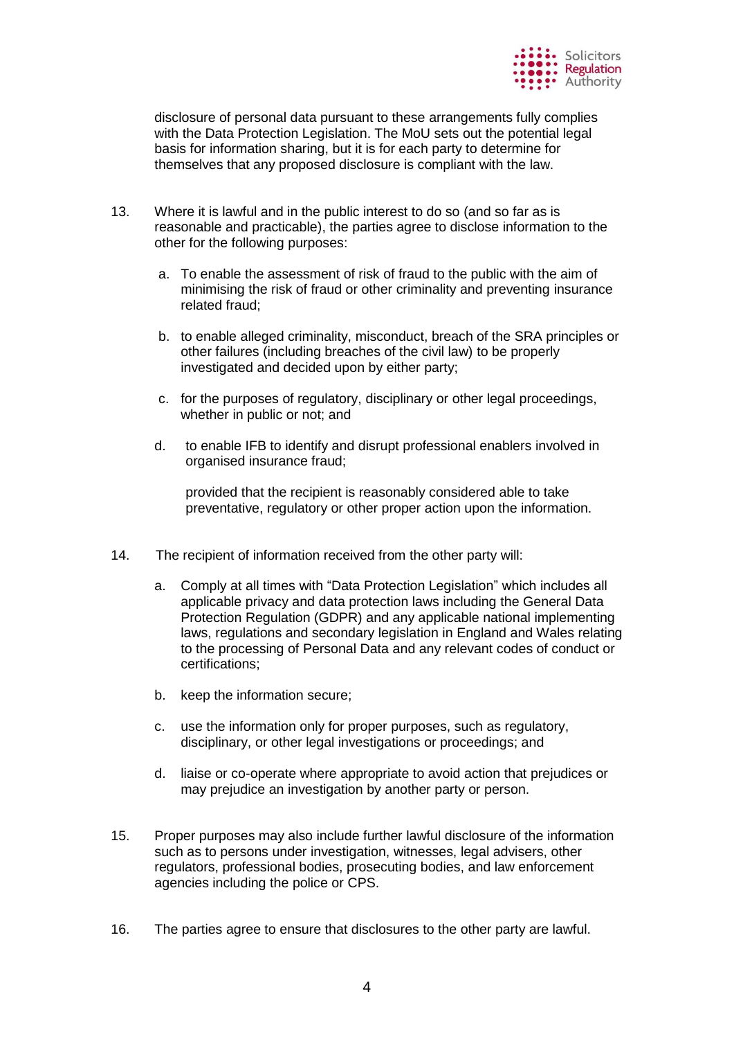disclosure of personal data pursuant to these arrangements fully complies with the Data Protection Legislation. The MoU sets out the potential legal basis for information sharing, but it is for each party to determine for themselves that any proposed disclosure is compliant with the law.

13. Where it is lawful and in the public interest to do so (and so far as is reasonable and practicable), the parties agree to disclose information to the other for the following purposes:

    a. To enable the assessment of risk of fraud to the public with the aim of minimising the risk of fraud or other criminality and preventing insurance related fraud;

    b. to enable alleged criminality, misconduct, breach of the SRA principles or other failures (including breaches of the civil law) to be properly investigated and decided upon by either party;

    c. for the purposes of regulatory, disciplinary or other legal proceedings, whether in public or not; and

    d. to enable IFB to identify and disrupt professional enablers involved in organised insurance fraud;

    provided that the recipient is reasonably considered able to take preventative, regulatory or other proper action upon the information.

14. The recipient of information received from the other party will:

    a. Comply at all times with "Data Protection Legislation" which includes all applicable privacy and data protection laws including the General Data Protection Regulation (GDPR) and any applicable national implementing laws, regulations and secondary legislation in England and Wales relating to the processing of Personal Data and any relevant codes of conduct or certifications;

    b. keep the information secure;

    c. use the information only for proper purposes, such as regulatory, disciplinary, or other legal investigations or proceedings; and

    d. liaise or co-operate where appropriate to avoid action that prejudices or may prejudice an investigation by another party or person.

15. Proper purposes may also include further lawful disclosure of the information such as to persons under investigation, witnesses, legal advisers, other regulators, professional bodies, prosecuting bodies, and law enforcement agencies including the police or CPS.

16. The parties agree to ensure that disclosures to the other party are lawful.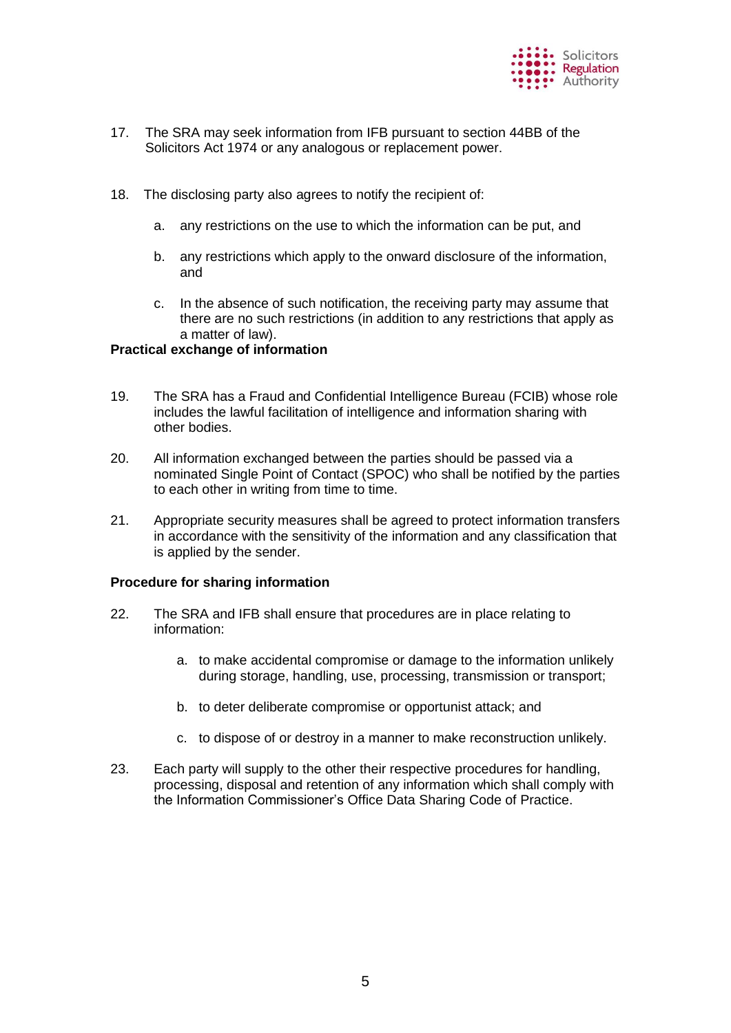17. The SRA may seek information from IFB pursuant to section 44BB of the Solicitors Act 1974 or any analogous or replacement power.

18. The disclosing party also agrees to notify the recipient of:

    a. any restrictions on the use to which the information can be put, and

    b. any restrictions which apply to the onward disclosure of the information, and

    c. In the absence of such notification, the receiving party may assume that there are no such restrictions (in addition to any restrictions that apply as a matter of law).

**Practical exchange of information**

19. The SRA has a Fraud and Confidential Intelligence Bureau (FCIB) whose role includes the lawful facilitation of intelligence and information sharing with other bodies.

20. All information exchanged between the parties should be passed via a nominated Single Point of Contact (SPOC) who shall be notified by the parties to each other in writing from time to time.

21. Appropriate security measures shall be agreed to protect information transfers in accordance with the sensitivity of the information and any classification that is applied by the sender.

**Procedure for sharing information**

22. The SRA and IFB shall ensure that procedures are in place relating to information:

    a. to make accidental compromise or damage to the information unlikely during storage, handling, use, processing, transmission or transport;

    b. to deter deliberate compromise or opportunist attack; and

    c. to dispose of or destroy in a manner to make reconstruction unlikely.

23. Each party will supply to the other their respective procedures for handling, processing, disposal and retention of any information which shall comply with the Information Commissioner's Office Data Sharing Code of Practice.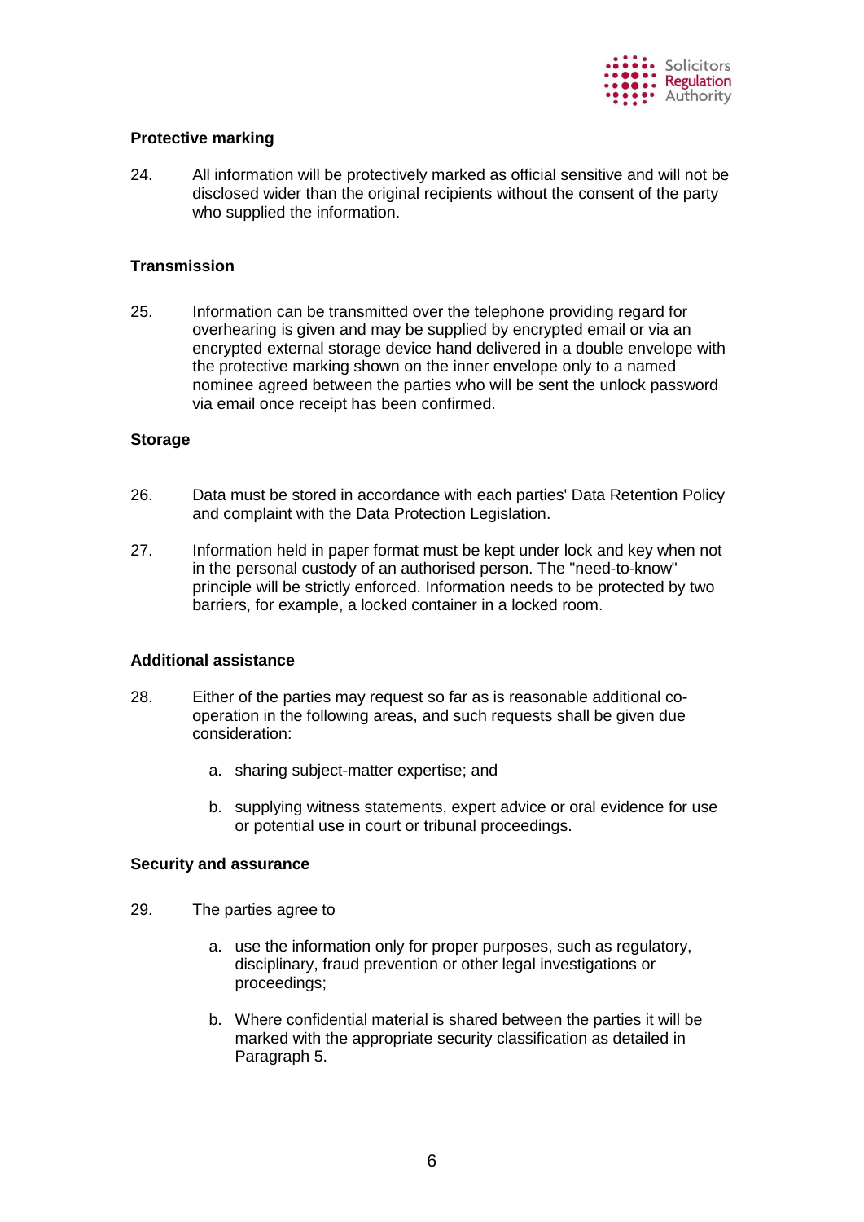### Protective marking

24. All information will be protectively marked as official sensitive and will not be disclosed wider than the original recipients without the consent of the party who supplied the information.

### Transmission

25. Information can be transmitted over the telephone providing regard for overhearing is given and may be supplied by encrypted email or via an encrypted external storage device hand delivered in a double envelope with the protective marking shown on the inner envelope only to a named nominee agreed between the parties who will be sent the unlock password via email once receipt has been confirmed.

### Storage

26. Data must be stored in accordance with each parties' Data Retention Policy and complaint with the Data Protection Legislation.

27. Information held in paper format must be kept under lock and key when not in the personal custody of an authorised person. The "need-to-know" principle will be strictly enforced. Information needs to be protected by two barriers, for example, a locked container in a locked room.

### Additional assistance

28. Either of the parties may request so far as is reasonable additional co-operation in the following areas, and such requests shall be given due consideration:

    a. sharing subject-matter expertise; and

    b. supplying witness statements, expert advice or oral evidence for use or potential use in court or tribunal proceedings.

### Security and assurance

29. The parties agree to

    a. use the information only for proper purposes, such as regulatory, disciplinary, fraud prevention or other legal investigations or proceedings;

    b. Where confidential material is shared between the parties it will be marked with the appropriate security classification as detailed in Paragraph 5.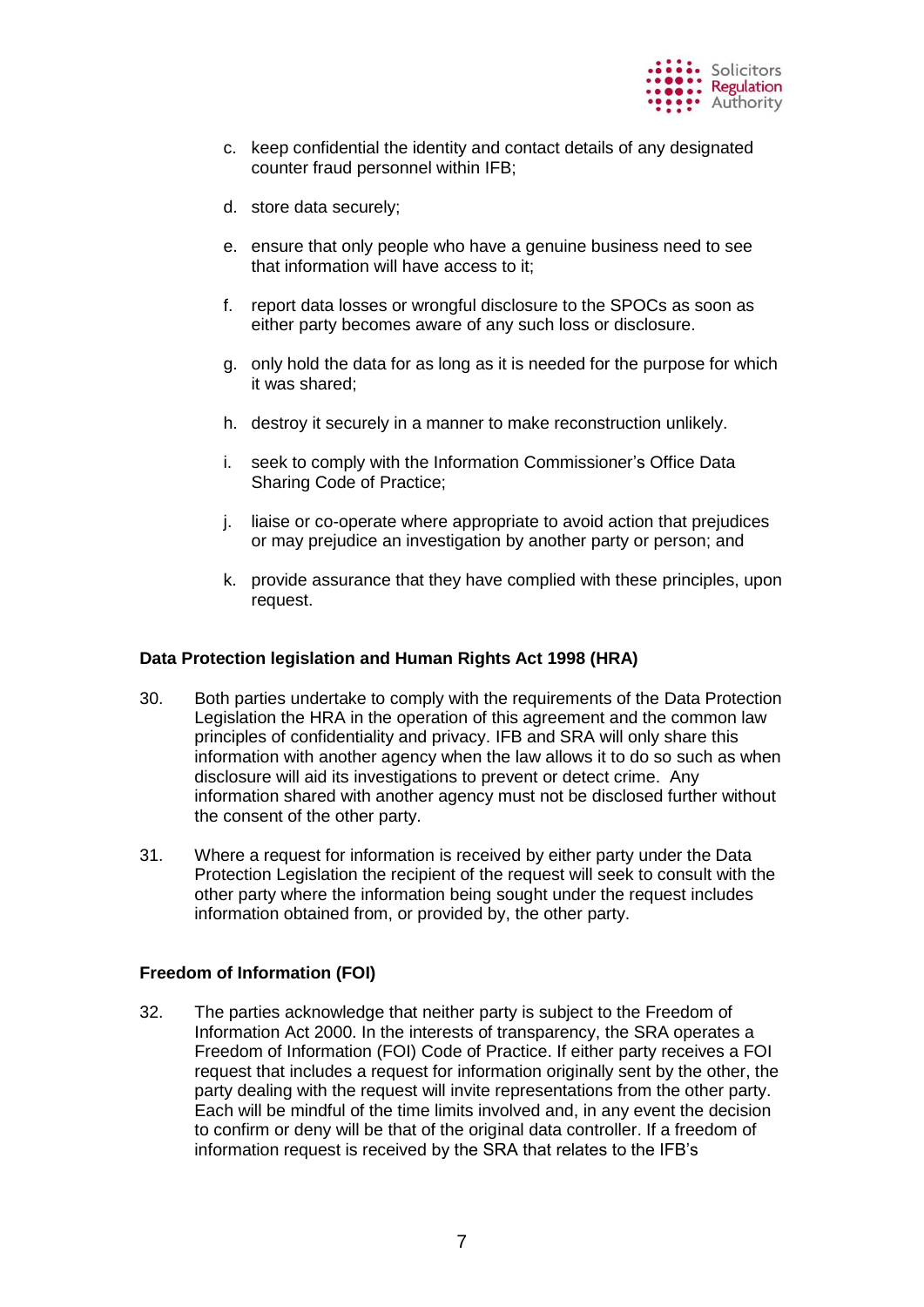c. keep confidential the identity and contact details of any designated counter fraud personnel within IFB;

d. store data securely;

e. ensure that only people who have a genuine business need to see that information will have access to it;

f. report data losses or wrongful disclosure to the SPOCs as soon as either party becomes aware of any such loss or disclosure.

g. only hold the data for as long as it is needed for the purpose for which it was shared;

h. destroy it securely in a manner to make reconstruction unlikely.

i. seek to comply with the Information Commissioner's Office Data Sharing Code of Practice;

j. liaise or co-operate where appropriate to avoid action that prejudices or may prejudice an investigation by another party or person; and

k. provide assurance that they have complied with these principles, upon request.

**Data Protection legislation and Human Rights Act 1998 (HRA)**

30. Both parties undertake to comply with the requirements of the Data Protection Legislation the HRA in the operation of this agreement and the common law principles of confidentiality and privacy. IFB and SRA will only share this information with another agency when the law allows it to do so such as when disclosure will aid its investigations to prevent or detect crime. Any information shared with another agency must not be disclosed further without the consent of the other party.

31. Where a request for information is received by either party under the Data Protection Legislation the recipient of the request will seek to consult with the other party where the information being sought under the request includes information obtained from, or provided by, the other party.

**Freedom of Information (FOI)**

32. The parties acknowledge that neither party is subject to the Freedom of Information Act 2000. In the interests of transparency, the SRA operates a Freedom of Information (FOI) Code of Practice. If either party receives a FOI request that includes a request for information originally sent by the other, the party dealing with the request will invite representations from the other party. Each will be mindful of the time limits involved and, in any event the decision to confirm or deny will be that of the original data controller. If a freedom of information request is received by the SRA that relates to the IFB's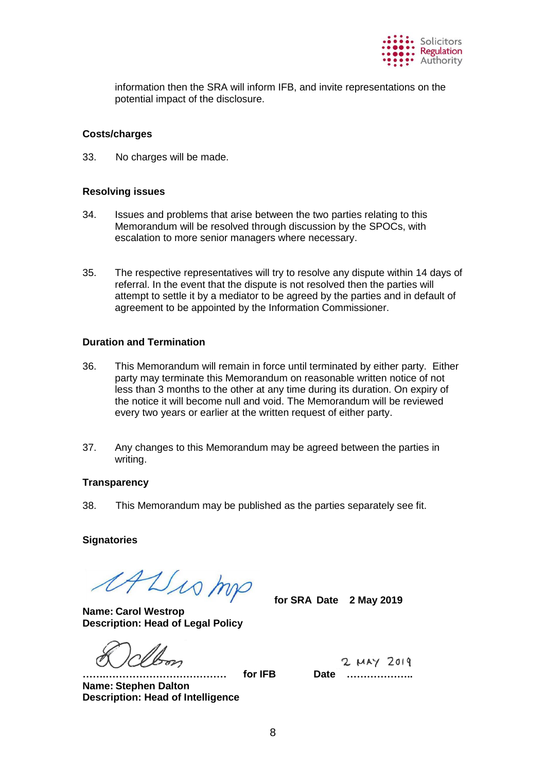information then the SRA will inform IFB, and invite representations on the potential impact of the disclosure.

**Costs/charges**

33. No charges will be made.

**Resolving issues**

34. Issues and problems that arise between the two parties relating to this Memorandum will be resolved through discussion by the SPOCs, with escalation to more senior managers where necessary.

35. The respective representatives will try to resolve any dispute within 14 days of referral. In the event that the dispute is not resolved then the parties will attempt to settle it by a mediator to be agreed by the parties and in default of agreement to be appointed by the Information Commissioner.

**Duration and Termination**

36. This Memorandum will remain in force until terminated by either party. Either party may terminate this Memorandum on reasonable written notice of not less than 3 months to the other at any time during its duration. On expiry of the notice it will become null and void. The Memorandum will be reviewed every two years or earlier at the written request of either party.

37. Any changes to this Memorandum may be agreed between the parties in writing.

**Transparency**

38. This Memorandum may be published as the parties separately see fit.

**Signatories**

**for SRA Date 2 May 2019**

**Name: Carol Westrop**
**Description: Head of Legal Policy**

…………………………………… **for IFB** **Date** 2 MAY 2019

**Name: Stephen Dalton**
**Description: Head of Intelligence**